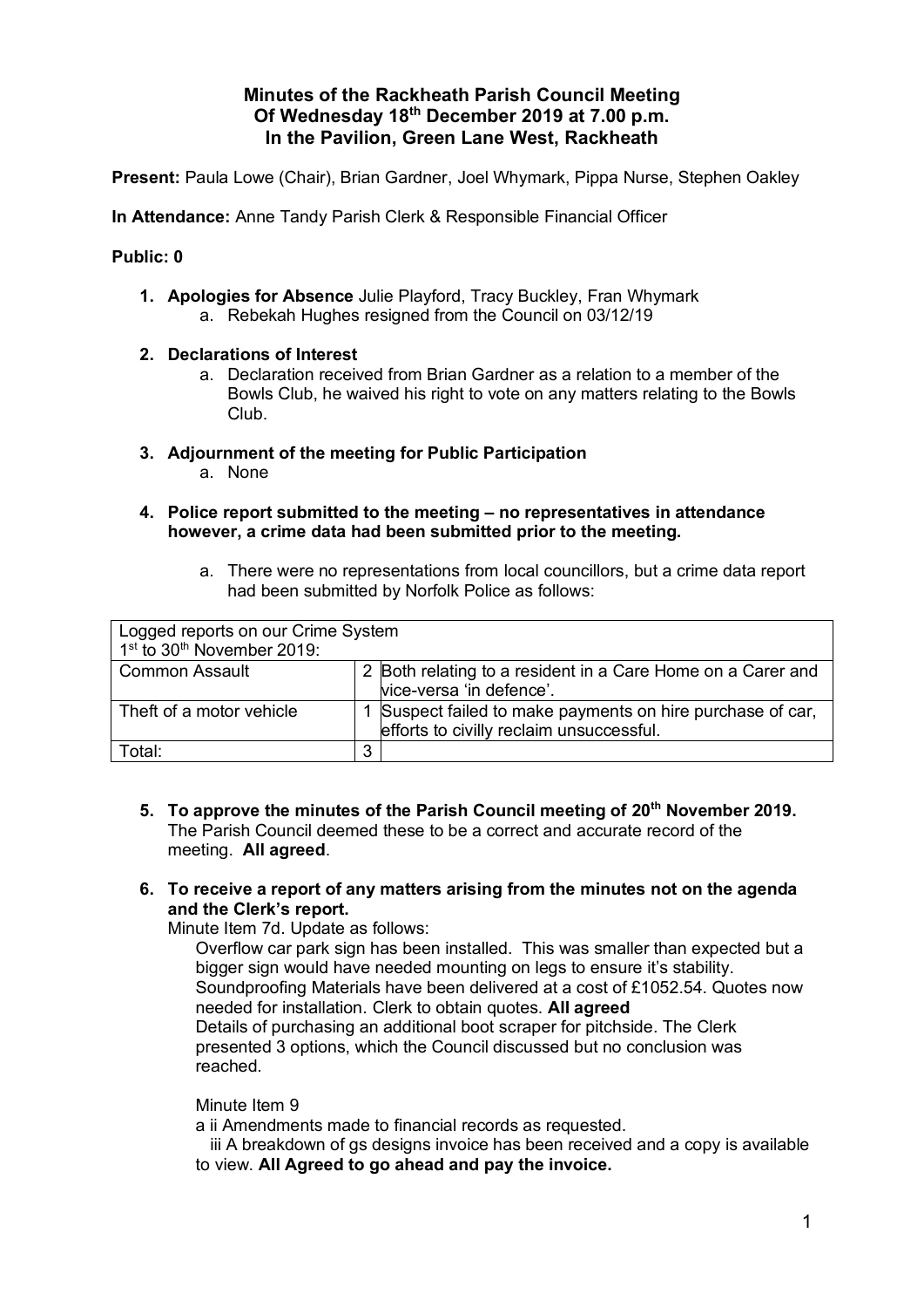# Minutes of the Rackheath Parish Council Meeting
# Of Wednesday 18th December 2019 at 7.00 p.m.
# In the Pavilion, Green Lane West, Rackheath

**Present:** Paula Lowe (Chair), Brian Gardner, Joel Whymark, Pippa Nurse, Stephen Oakley

**In Attendance:** Anne Tandy Parish Clerk & Responsible Financial Officer

**Public: 0**

1. **Apologies for Absence** Julie Playford, Tracy Buckley, Fran Whymark
   a. Rebekah Hughes resigned from the Council on 03/12/19

2. **Declarations of Interest**
   a. Declaration received from Brian Gardner as a relation to a member of the Bowls Club, he waived his right to vote on any matters relating to the Bowls Club.

3. **Adjournment of the meeting for Public Participation**
   a. None

4. **Police report submitted to the meeting – no representatives in attendance however, a crime data had been submitted prior to the meeting.**
   a. There were no representations from local councillors, but a crime data report had been submitted by Norfolk Police as follows:

| Logged reports on our Crime System 1st to 30th November 2019: | | |
|---|---|---|
| Common Assault | 2 | Both relating to a resident in a Care Home on a Carer and vice-versa 'in defence'. |
| Theft of a motor vehicle | 1 | Suspect failed to make payments on hire purchase of car, efforts to civilly reclaim unsuccessful. |
| Total: | 3 | |

5. **To approve the minutes of the Parish Council meeting of 20th November 2019.** The Parish Council deemed these to be a correct and accurate record of the meeting. **All agreed**.

6. **To receive a report of any matters arising from the minutes not on the agenda and the Clerk's report.**
   Minute Item 7d. Update as follows:
   Overflow car park sign has been installed. This was smaller than expected but a bigger sign would have needed mounting on legs to ensure it's stability. Soundproofing Materials have been delivered at a cost of £1052.54. Quotes now needed for installation. Clerk to obtain quotes. **All agreed**
   Details of purchasing an additional boot scraper for pitchside. The Clerk presented 3 options, which the Council discussed but no conclusion was reached.

   Minute Item 9
   a ii Amendments made to financial records as requested.
   iii A breakdown of gs designs invoice has been received and a copy is available to view. **All Agreed to go ahead and pay the invoice.**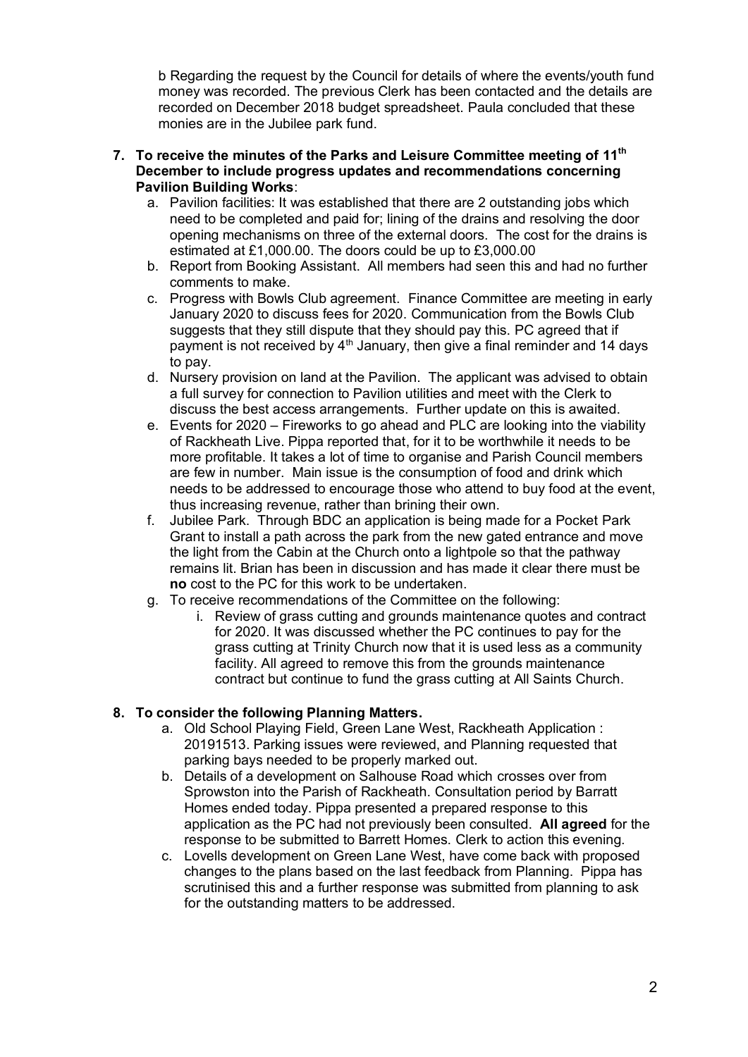b Regarding the request by the Council for details of where the events/youth fund money was recorded. The previous Clerk has been contacted and the details are recorded on December 2018 budget spreadsheet. Paula concluded that these monies are in the Jubilee park fund.

7. **To receive the minutes of the Parks and Leisure Committee meeting of 11th December to include progress updates and recommendations concerning Pavilion Building Works**:
   a. Pavilion facilities: It was established that there are 2 outstanding jobs which need to be completed and paid for; lining of the drains and resolving the door opening mechanisms on three of the external doors. The cost for the drains is estimated at £1,000.00. The doors could be up to £3,000.00
   b. Report from Booking Assistant. All members had seen this and had no further comments to make.
   c. Progress with Bowls Club agreement. Finance Committee are meeting in early January 2020 to discuss fees for 2020. Communication from the Bowls Club suggests that they still dispute that they should pay this. PC agreed that if payment is not received by 4th January, then give a final reminder and 14 days to pay.
   d. Nursery provision on land at the Pavilion. The applicant was advised to obtain a full survey for connection to Pavilion utilities and meet with the Clerk to discuss the best access arrangements. Further update on this is awaited.
   e. Events for 2020 – Fireworks to go ahead and PLC are looking into the viability of Rackheath Live. Pippa reported that, for it to be worthwhile it needs to be more profitable. It takes a lot of time to organise and Parish Council members are few in number. Main issue is the consumption of food and drink which needs to be addressed to encourage those who attend to buy food at the event, thus increasing revenue, rather than brining their own.
   f. Jubilee Park. Through BDC an application is being made for a Pocket Park Grant to install a path across the park from the new gated entrance and move the light from the Cabin at the Church onto a lightpole so that the pathway remains lit. Brian has been in discussion and has made it clear there must be **no** cost to the PC for this work to be undertaken.
   g. To receive recommendations of the Committee on the following:
      i. Review of grass cutting and grounds maintenance quotes and contract for 2020. It was discussed whether the PC continues to pay for the grass cutting at Trinity Church now that it is used less as a community facility. All agreed to remove this from the grounds maintenance contract but continue to fund the grass cutting at All Saints Church.

8. **To consider the following Planning Matters.**
   a. Old School Playing Field, Green Lane West, Rackheath Application : 20191513. Parking issues were reviewed, and Planning requested that parking bays needed to be properly marked out.
   b. Details of a development on Salhouse Road which crosses over from Sprowston into the Parish of Rackheath. Consultation period by Barratt Homes ended today. Pippa presented a prepared response to this application as the PC had not previously been consulted. **All agreed** for the response to be submitted to Barrett Homes. Clerk to action this evening.
   c. Lovells development on Green Lane West, have come back with proposed changes to the plans based on the last feedback from Planning. Pippa has scrutinised this and a further response was submitted from planning to ask for the outstanding matters to be addressed.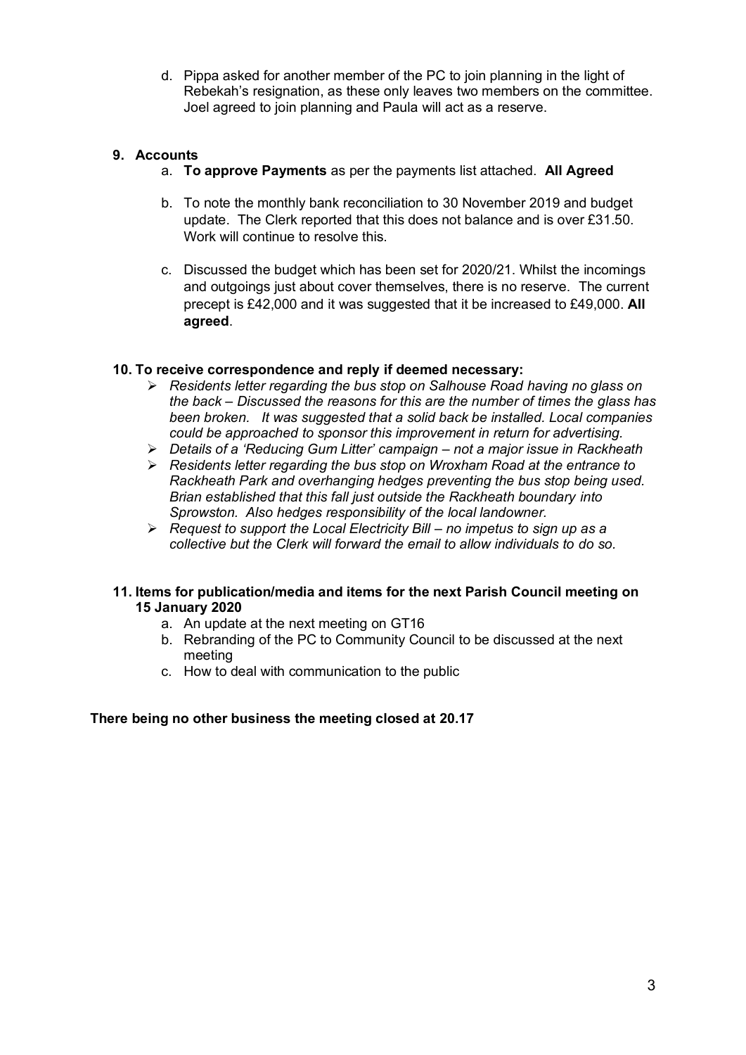d. Pippa asked for another member of the PC to join planning in the light of Rebekah's resignation, as these only leaves two members on the committee. Joel agreed to join planning and Paula will act as a reserve.

**9. Accounts**

a. **To approve Payments** as per the payments list attached. **All Agreed**

b. To note the monthly bank reconciliation to 30 November 2019 and budget update. The Clerk reported that this does not balance and is over £31.50. Work will continue to resolve this.

c. Discussed the budget which has been set for 2020/21. Whilst the incomings and outgoings just about cover themselves, there is no reserve. The current precept is £42,000 and it was suggested that it be increased to £49,000. **All agreed**.

**10. To receive correspondence and reply if deemed necessary:**

- *Residents letter regarding the bus stop on Salhouse Road having no glass on the back – Discussed the reasons for this are the number of times the glass has been broken. It was suggested that a solid back be installed. Local companies could be approached to sponsor this improvement in return for advertising.*
- *Details of a 'Reducing Gum Litter' campaign – not a major issue in Rackheath*
- *Residents letter regarding the bus stop on Wroxham Road at the entrance to Rackheath Park and overhanging hedges preventing the bus stop being used. Brian established that this fall just outside the Rackheath boundary into Sprowston. Also hedges responsibility of the local landowner.*
- *Request to support the Local Electricity Bill – no impetus to sign up as a collective but the Clerk will forward the email to allow individuals to do so.*

**11. Items for publication/media and items for the next Parish Council meeting on 15 January 2020**

a. An update at the next meeting on GT16

b. Rebranding of the PC to Community Council to be discussed at the next meeting

c. How to deal with communication to the public

**There being no other business the meeting closed at 20.17**